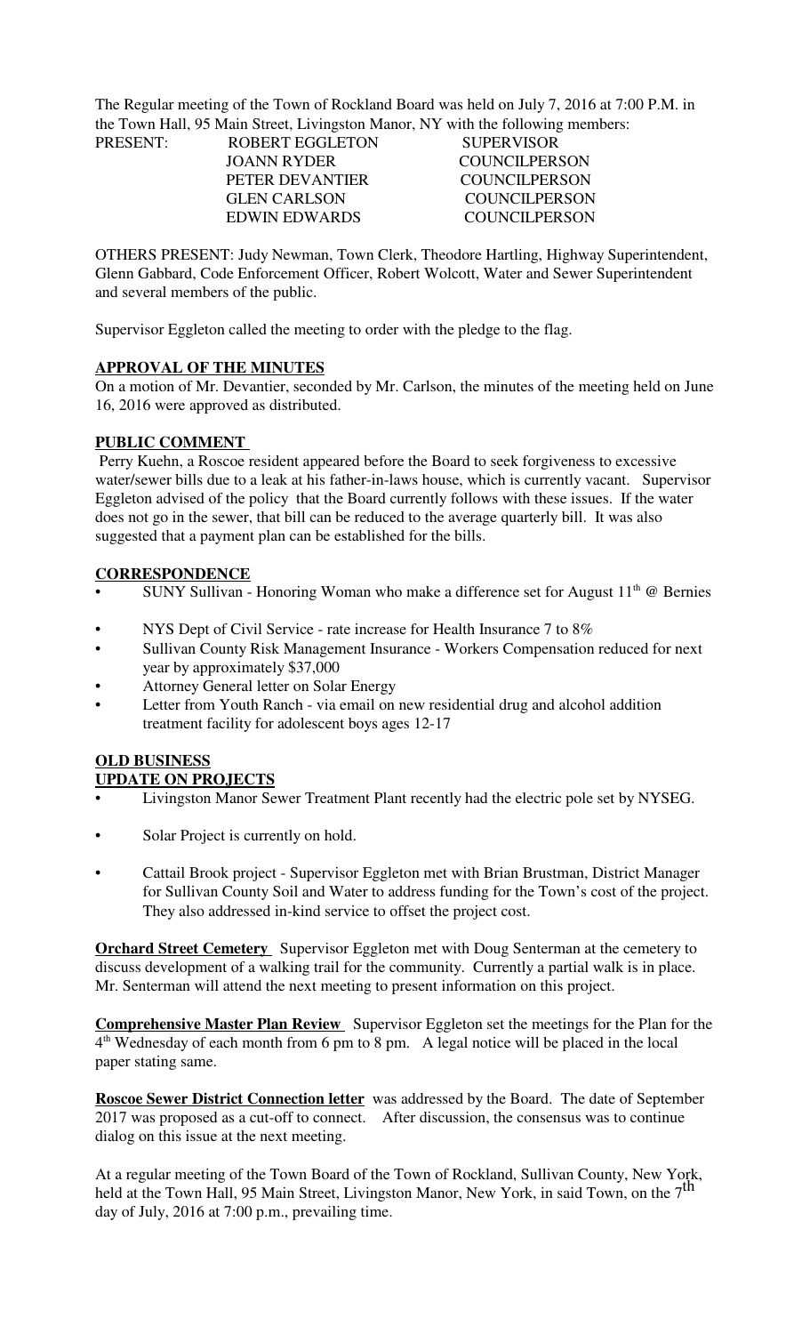The Regular meeting of the Town of Rockland Board was held on July 7, 2016 at 7:00 P.M. in the Town Hall, 95 Main Street, Livingston Manor, NY with the following members:

| PRESENT: | ROBERT EGGLETON | SUPERVISOR |
|---|---|---|
| | JOANN RYDER | COUNCILPERSON |
| | PETER DEVANTIER | COUNCILPERSON |
| | GLEN CARLSON | COUNCILPERSON |
| | EDWIN EDWARDS | COUNCILPERSON |

OTHERS PRESENT: Judy Newman, Town Clerk, Theodore Hartling, Highway Superintendent, Glenn Gabbard, Code Enforcement Officer, Robert Wolcott, Water and Sewer Superintendent and several members of the public.

Supervisor Eggleton called the meeting to order with the pledge to the flag.

**APPROVAL OF THE MINUTES**

On a motion of Mr. Devantier, seconded by Mr. Carlson, the minutes of the meeting held on June 16, 2016 were approved as distributed.

**PUBLIC COMMENT**

Perry Kuehn, a Roscoe resident appeared before the Board to seek forgiveness to excessive water/sewer bills due to a leak at his father-in-laws house, which is currently vacant. Supervisor Eggleton advised of the policy that the Board currently follows with these issues. If the water does not go in the sewer, that bill can be reduced to the average quarterly bill. It was also suggested that a payment plan can be established for the bills.

**CORRESPONDENCE**

- SUNY Sullivan - Honoring Woman who make a difference set for August 11th @ Bernies
- NYS Dept of Civil Service - rate increase for Health Insurance 7 to 8%
- Sullivan County Risk Management Insurance - Workers Compensation reduced for next year by approximately $37,000
- Attorney General letter on Solar Energy
- Letter from Youth Ranch - via email on new residential drug and alcohol addition treatment facility for adolescent boys ages 12-17

**OLD BUSINESS**

**UPDATE ON PROJECTS**

- Livingston Manor Sewer Treatment Plant recently had the electric pole set by NYSEG.
- Solar Project is currently on hold.
- Cattail Brook project - Supervisor Eggleton met with Brian Brustman, District Manager for Sullivan County Soil and Water to address funding for the Town's cost of the project. They also addressed in-kind service to offset the project cost.

**Orchard Street Cemetery** Supervisor Eggleton met with Doug Senterman at the cemetery to discuss development of a walking trail for the community. Currently a partial walk is in place. Mr. Senterman will attend the next meeting to present information on this project.

**Comprehensive Master Plan Review** Supervisor Eggleton set the meetings for the Plan for the 4th Wednesday of each month from 6 pm to 8 pm. A legal notice will be placed in the local paper stating same.

**Roscoe Sewer District Connection letter** was addressed by the Board. The date of September 2017 was proposed as a cut-off to connect. After discussion, the consensus was to continue dialog on this issue at the next meeting.

At a regular meeting of the Town Board of the Town of Rockland, Sullivan County, New York, held at the Town Hall, 95 Main Street, Livingston Manor, New York, in said Town, on the 7th day of July, 2016 at 7:00 p.m., prevailing time.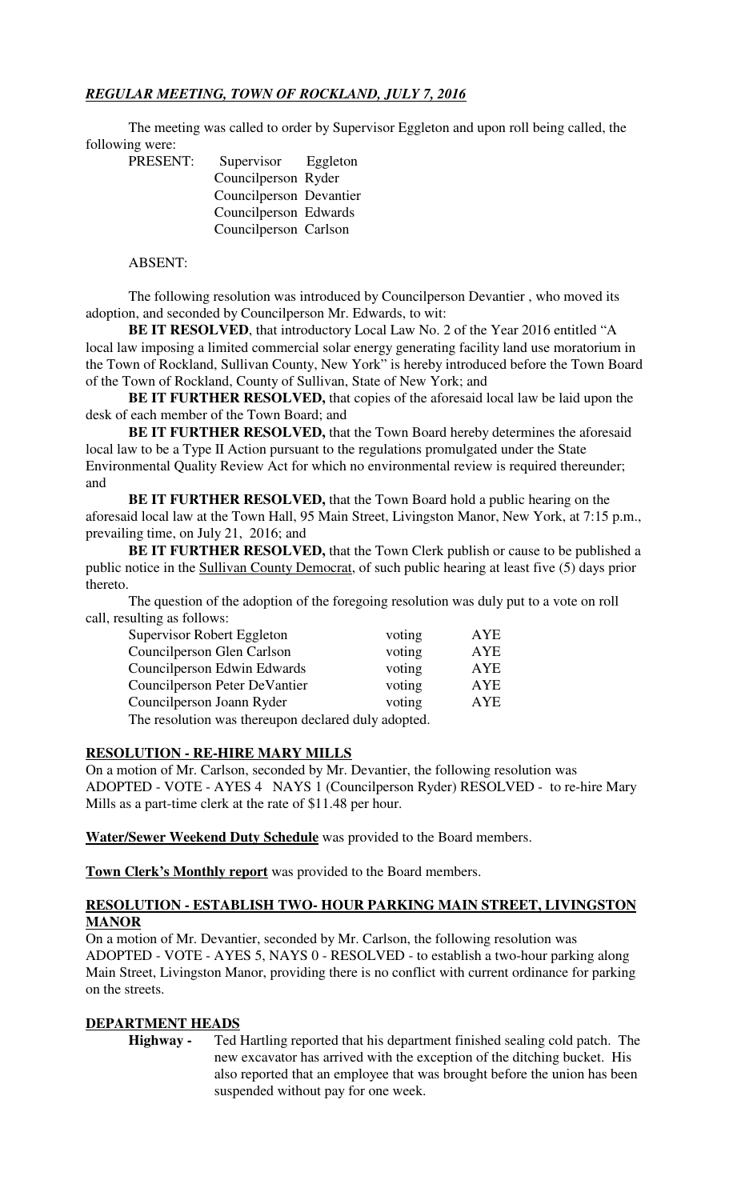***REGULAR MEETING, TOWN OF ROCKLAND, JULY 7, 2016***

The meeting was called to order by Supervisor Eggleton and upon roll being called, the following were:

PRESENT: Supervisor Eggleton
Councilperson Ryder
Councilperson Devantier
Councilperson Edwards
Councilperson Carlson

ABSENT:

The following resolution was introduced by Councilperson Devantier , who moved its adoption, and seconded by Councilperson Mr. Edwards, to wit:

**BE IT RESOLVED**, that introductory Local Law No. 2 of the Year 2016 entitled "A local law imposing a limited commercial solar energy generating facility land use moratorium in the Town of Rockland, Sullivan County, New York" is hereby introduced before the Town Board of the Town of Rockland, County of Sullivan, State of New York; and

**BE IT FURTHER RESOLVED,** that copies of the aforesaid local law be laid upon the desk of each member of the Town Board; and

**BE IT FURTHER RESOLVED,** that the Town Board hereby determines the aforesaid local law to be a Type II Action pursuant to the regulations promulgated under the State Environmental Quality Review Act for which no environmental review is required thereunder; and

**BE IT FURTHER RESOLVED,** that the Town Board hold a public hearing on the aforesaid local law at the Town Hall, 95 Main Street, Livingston Manor, New York, at 7:15 p.m., prevailing time, on July 21, 2016; and

**BE IT FURTHER RESOLVED,** that the Town Clerk publish or cause to be published a public notice in the Sullivan County Democrat, of such public hearing at least five (5) days prior thereto.

The question of the adoption of the foregoing resolution was duly put to a vote on roll call, resulting as follows:

| | | |
|---|---|---|
| Supervisor Robert Eggleton | voting | AYE |
| Councilperson Glen Carlson | voting | AYE |
| Councilperson Edwin Edwards | voting | AYE |
| Councilperson Peter DeVantier | voting | AYE |
| Councilperson Joann Ryder | voting | AYE |

The resolution was thereupon declared duly adopted.

**RESOLUTION - RE-HIRE MARY MILLS**

On a motion of Mr. Carlson, seconded by Mr. Devantier, the following resolution was ADOPTED - VOTE - AYES 4 NAYS 1 (Councilperson Ryder) RESOLVED - to re-hire Mary Mills as a part-time clerk at the rate of $11.48 per hour.

**Water/Sewer Weekend Duty Schedule** was provided to the Board members.

**Town Clerk's Monthly report** was provided to the Board members.

**RESOLUTION - ESTABLISH TWO- HOUR PARKING MAIN STREET, LIVINGSTON MANOR**

On a motion of Mr. Devantier, seconded by Mr. Carlson, the following resolution was ADOPTED - VOTE - AYES 5, NAYS 0 - RESOLVED - to establish a two-hour parking along Main Street, Livingston Manor, providing there is no conflict with current ordinance for parking on the streets.

**DEPARTMENT HEADS**

**Highway -** Ted Hartling reported that his department finished sealing cold patch. The new excavator has arrived with the exception of the ditching bucket. His also reported that an employee that was brought before the union has been suspended without pay for one week.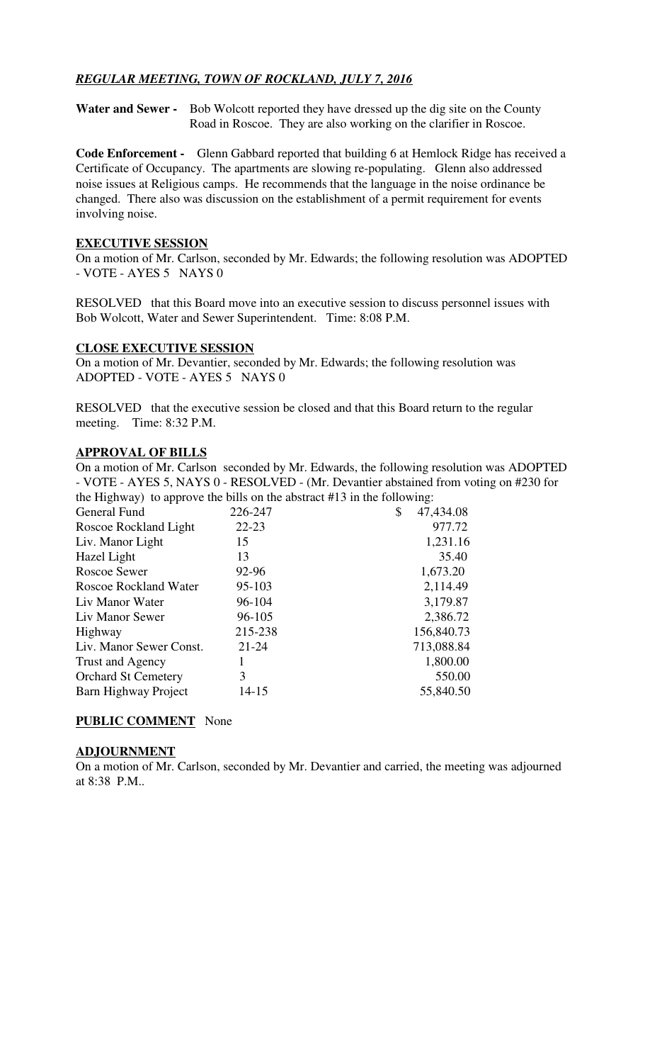***REGULAR MEETING, TOWN OF ROCKLAND, JULY 7, 2016***

**Water and Sewer -** Bob Wolcott reported they have dressed up the dig site on the County Road in Roscoe. They are also working on the clarifier in Roscoe.

**Code Enforcement -** Glenn Gabbard reported that building 6 at Hemlock Ridge has received a Certificate of Occupancy. The apartments are slowing re-populating. Glenn also addressed noise issues at Religious camps. He recommends that the language in the noise ordinance be changed. There also was discussion on the establishment of a permit requirement for events involving noise.

**EXECUTIVE SESSION**

On a motion of Mr. Carlson, seconded by Mr. Edwards; the following resolution was ADOPTED - VOTE - AYES 5 NAYS 0

RESOLVED that this Board move into an executive session to discuss personnel issues with Bob Wolcott, Water and Sewer Superintendent. Time: 8:08 P.M.

**CLOSE EXECUTIVE SESSION**

On a motion of Mr. Devantier, seconded by Mr. Edwards; the following resolution was ADOPTED - VOTE - AYES 5 NAYS 0

RESOLVED that the executive session be closed and that this Board return to the regular meeting. Time: 8:32 P.M.

**APPROVAL OF BILLS**

On a motion of Mr. Carlson seconded by Mr. Edwards, the following resolution was ADOPTED - VOTE - AYES 5, NAYS 0 - RESOLVED - (Mr. Devantier abstained from voting on #230 for the Highway) to approve the bills on the abstract #13 in the following:

| | | |
|---|---|---|
| General Fund | 226-247 | $ 47,434.08 |
| Roscoe Rockland Light | 22-23 | 977.72 |
| Liv. Manor Light | 15 | 1,231.16 |
| Hazel Light | 13 | 35.40 |
| Roscoe Sewer | 92-96 | 1,673.20 |
| Roscoe Rockland Water | 95-103 | 2,114.49 |
| Liv Manor Water | 96-104 | 3,179.87 |
| Liv Manor Sewer | 96-105 | 2,386.72 |
| Highway | 215-238 | 156,840.73 |
| Liv. Manor Sewer Const. | 21-24 | 713,088.84 |
| Trust and Agency | 1 | 1,800.00 |
| Orchard St Cemetery | 3 | 550.00 |
| Barn Highway Project | 14-15 | 55,840.50 |

**PUBLIC COMMENT** None

**ADJOURNMENT**

On a motion of Mr. Carlson, seconded by Mr. Devantier and carried, the meeting was adjourned at 8:38 P.M..